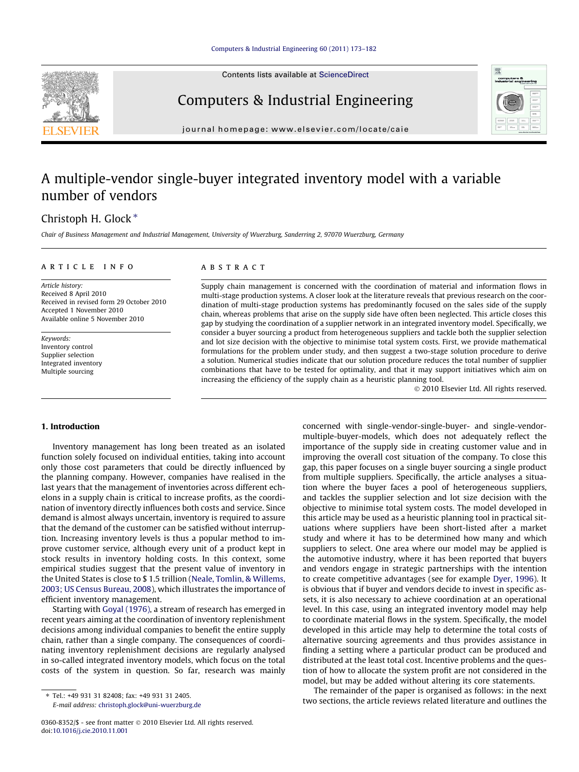# A multiple-vendor single-buyer integrated inventory model with a variable number of vendors

Christoph H. Glock *

*Chair of Business Management and Industrial Management, University of Wuerzburg, Sanderring 2, 97070 Wuerzburg, Germany*

ARTICLE INFO

*Article history:*
Received 8 April 2010
Received in revised form 29 October 2010
Accepted 1 November 2010
Available online 5 November 2010

*Keywords:*
Inventory control
Supplier selection
Integrated inventory
Multiple sourcing

ABSTRACT

Supply chain management is concerned with the coordination of material and information flows in multi-stage production systems. A closer look at the literature reveals that previous research on the coordination of multi-stage production systems has predominantly focused on the sales side of the supply chain, whereas problems that arise on the supply side have often been neglected. This article closes this gap by studying the coordination of a supplier network in an integrated inventory model. Specifically, we consider a buyer sourcing a product from heterogeneous suppliers and tackle both the supplier selection and lot size decision with the objective to minimise total system costs. First, we provide mathematical formulations for the problem under study, and then suggest a two-stage solution procedure to derive a solution. Numerical studies indicate that our solution procedure reduces the total number of supplier combinations that have to be tested for optimality, and that it may support initiatives which aim on increasing the efficiency of the supply chain as a heuristic planning tool.

© 2010 Elsevier Ltd. All rights reserved.

## 1. Introduction

Inventory management has long been treated as an isolated function solely focused on individual entities, taking into account only those cost parameters that could be directly influenced by the planning company. However, companies have realised in the last years that the management of inventories across different echelons in a supply chain is critical to increase profits, as the coordination of inventory directly influences both costs and service. Since demand is almost always uncertain, inventory is required to assure that the demand of the customer can be satisfied without interruption. Increasing inventory levels is thus a popular method to improve customer service, although every unit of a product kept in stock results in inventory holding costs. In this context, some empirical studies suggest that the present value of inventory in the United States is close to $ 1.5 trillion (Neale, Tomlin, & Willems, 2003; US Census Bureau, 2008), which illustrates the importance of efficient inventory management.

Starting with Goyal (1976), a stream of research has emerged in recent years aiming at the coordination of inventory replenishment decisions among individual companies to benefit the entire supply chain, rather than a single company. The consequences of coordinating inventory replenishment decisions are regularly analysed in so-called integrated inventory models, which focus on the total costs of the system in question. So far, research was mainly concerned with single-vendor-single-buyer- and single-vendor-multiple-buyer-models, which does not adequately reflect the importance of the supply side in creating customer value and in improving the overall cost situation of the company. To close this gap, this paper focuses on a single buyer sourcing a single product from multiple suppliers. Specifically, the article analyses a situation where the buyer faces a pool of heterogeneous suppliers, and tackles the supplier selection and lot size decision with the objective to minimise total system costs. The model developed in this article may be used as a heuristic planning tool in practical situations where suppliers have been short-listed after a market study and where it has to be determined how many and which suppliers to select. One area where our model may be applied is the automotive industry, where it has been reported that buyers and vendors engage in strategic partnerships with the intention to create competitive advantages (see for example Dyer, 1996). It is obvious that if buyer and vendors decide to invest in specific assets, it is also necessary to achieve coordination at an operational level. In this case, using an integrated inventory model may help to coordinate material flows in the system. Specifically, the model developed in this article may help to determine the total costs of alternative sourcing agreements and thus provides assistance in finding a setting where a particular product can be produced and distributed at the least total cost. Incentive problems and the question of how to allocate the system profit are not considered in the model, but may be added without altering its core statements.

The remainder of the paper is organised as follows: in the next two sections, the article reviews related literature and outlines the

* Tel.: +49 931 31 82408; fax: +49 931 31 2405.
E-mail address: christoph.glock@uni-wuerzburg.de

0360-8352/$ - see front matter © 2010 Elsevier Ltd. All rights reserved.
doi:10.1016/j.cie.2010.11.001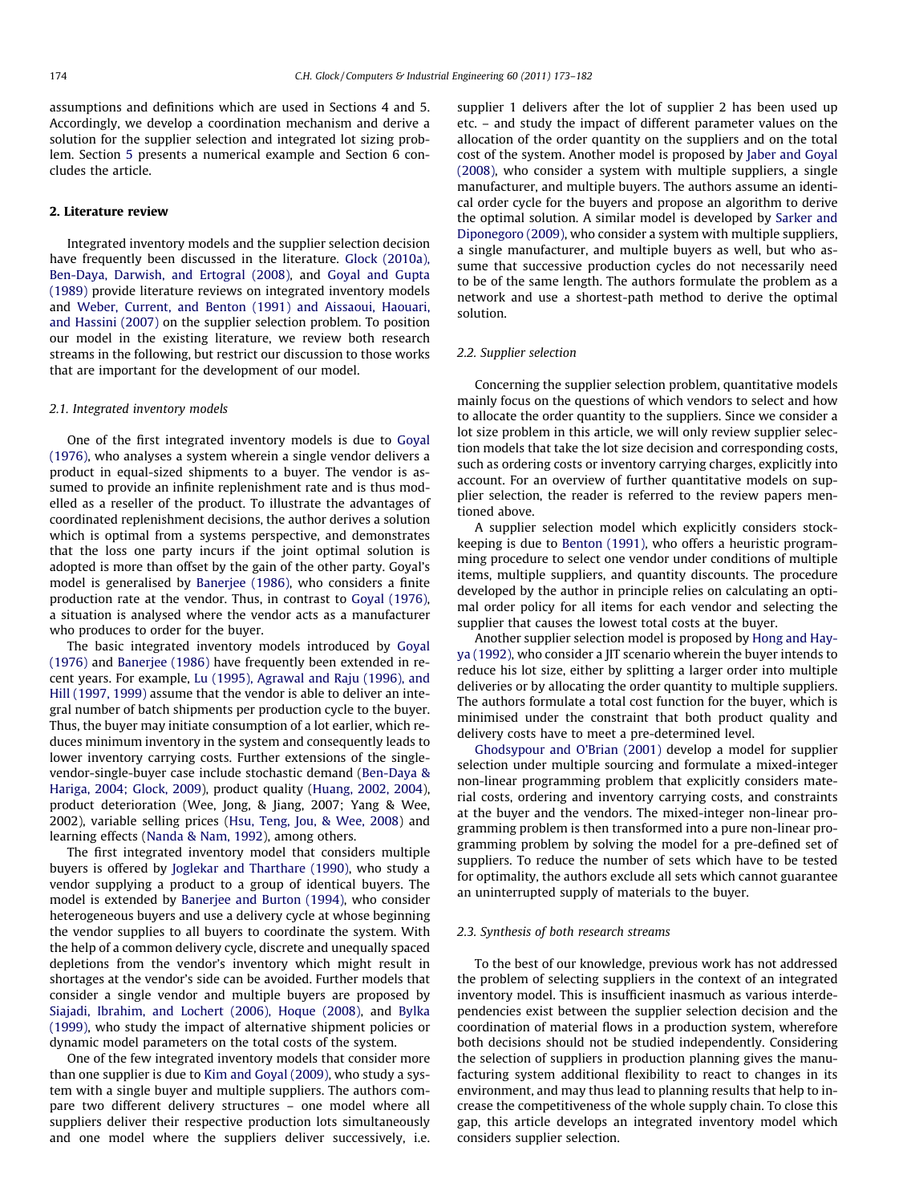assumptions and definitions which are used in Sections 4 and 5. Accordingly, we develop a coordination mechanism and derive a solution for the supplier selection and integrated lot sizing problem. Section 5 presents a numerical example and Section 6 concludes the article.

## 2. Literature review

Integrated inventory models and the supplier selection decision have frequently been discussed in the literature. Glock (2010a), Ben-Daya, Darwish, and Ertogral (2008), and Goyal and Gupta (1989) provide literature reviews on integrated inventory models and Weber, Current, and Benton (1991) and Aissaoui, Haouari, and Hassini (2007) on the supplier selection problem. To position our model in the existing literature, we review both research streams in the following, but restrict our discussion to those works that are important for the development of our model.

### 2.1. Integrated inventory models

One of the first integrated inventory models is due to Goyal (1976), who analyses a system wherein a single vendor delivers a product in equal-sized shipments to a buyer. The vendor is assumed to provide an infinite replenishment rate and is thus modelled as a reseller of the product. To illustrate the advantages of coordinated replenishment decisions, the author derives a solution which is optimal from a systems perspective, and demonstrates that the loss one party incurs if the joint optimal solution is adopted is more than offset by the gain of the other party. Goyal's model is generalised by Banerjee (1986), who considers a finite production rate at the vendor. Thus, in contrast to Goyal (1976), a situation is analysed where the vendor acts as a manufacturer who produces to order for the buyer.

The basic integrated inventory models introduced by Goyal (1976) and Banerjee (1986) have frequently been extended in recent years. For example, Lu (1995), Agrawal and Raju (1996), and Hill (1997, 1999) assume that the vendor is able to deliver an integral number of batch shipments per production cycle to the buyer. Thus, the buyer may initiate consumption of a lot earlier, which reduces minimum inventory in the system and consequently leads to lower inventory carrying costs. Further extensions of the single-vendor-single-buyer case include stochastic demand (Ben-Daya & Hariga, 2004; Glock, 2009), product quality (Huang, 2002, 2004), product deterioration (Wee, Jong, & Jiang, 2007; Yang & Wee, 2002), variable selling prices (Hsu, Teng, Jou, & Wee, 2008) and learning effects (Nanda & Nam, 1992), among others.

The first integrated inventory model that considers multiple buyers is offered by Joglekar and Tharthare (1990), who study a vendor supplying a product to a group of identical buyers. The model is extended by Banerjee and Burton (1994), who consider heterogeneous buyers and use a delivery cycle at whose beginning the vendor supplies to all buyers to coordinate the system. With the help of a common delivery cycle, discrete and unequally spaced depletions from the vendor's inventory which might result in shortages at the vendor's side can be avoided. Further models that consider a single vendor and multiple buyers are proposed by Siajadi, Ibrahim, and Lochert (2006), Hoque (2008), and Bylka (1999), who study the impact of alternative shipment policies or dynamic model parameters on the total costs of the system.

One of the few integrated inventory models that consider more than one supplier is due to Kim and Goyal (2009), who study a system with a single buyer and multiple suppliers. The authors compare two different delivery structures – one model where all suppliers deliver their respective production lots simultaneously and one model where the suppliers deliver successively, i.e. supplier 1 delivers after the lot of supplier 2 has been used up etc. – and study the impact of different parameter values on the allocation of the order quantity on the suppliers and on the total cost of the system. Another model is proposed by Jaber and Goyal (2008), who consider a system with multiple suppliers, a single manufacturer, and multiple buyers. The authors assume an identical order cycle for the buyers and propose an algorithm to derive the optimal solution. A similar model is developed by Sarker and Diponegoro (2009), who consider a system with multiple suppliers, a single manufacturer, and multiple buyers as well, but who assume that successive production cycles do not necessarily need to be of the same length. The authors formulate the problem as a network and use a shortest-path method to derive the optimal solution.

### 2.2. Supplier selection

Concerning the supplier selection problem, quantitative models mainly focus on the questions of which vendors to select and how to allocate the order quantity to the suppliers. Since we consider a lot size problem in this article, we will only review supplier selection models that take the lot size decision and corresponding costs, such as ordering costs or inventory carrying charges, explicitly into account. For an overview of further quantitative models on supplier selection, the reader is referred to the review papers mentioned above.

A supplier selection model which explicitly considers stockkeeping is due to Benton (1991), who offers a heuristic programming procedure to select one vendor under conditions of multiple items, multiple suppliers, and quantity discounts. The procedure developed by the author in principle relies on calculating an optimal order policy for all items for each vendor and selecting the supplier that causes the lowest total costs at the buyer.

Another supplier selection model is proposed by Hong and Hayya (1992), who consider a JIT scenario wherein the buyer intends to reduce his lot size, either by splitting a larger order into multiple deliveries or by allocating the order quantity to multiple suppliers. The authors formulate a total cost function for the buyer, which is minimised under the constraint that both product quality and delivery costs have to meet a pre-determined level.

Ghodsypour and O'Brian (2001) develop a model for supplier selection under multiple sourcing and formulate a mixed-integer non-linear programming problem that explicitly considers material costs, ordering and inventory carrying costs, and constraints at the buyer and the vendors. The mixed-integer non-linear programming problem is then transformed into a pure non-linear programming problem by solving the model for a pre-defined set of suppliers. To reduce the number of sets which have to be tested for optimality, the authors exclude all sets which cannot guarantee an uninterrupted supply of materials to the buyer.

### 2.3. Synthesis of both research streams

To the best of our knowledge, previous work has not addressed the problem of selecting suppliers in the context of an integrated inventory model. This is insufficient inasmuch as various interdependencies exist between the supplier selection decision and the coordination of material flows in a production system, wherefore both decisions should not be studied independently. Considering the selection of suppliers in production planning gives the manufacturing system additional flexibility to react to changes in its environment, and may thus lead to planning results that help to increase the competitiveness of the whole supply chain. To close this gap, this article develops an integrated inventory model which considers supplier selection.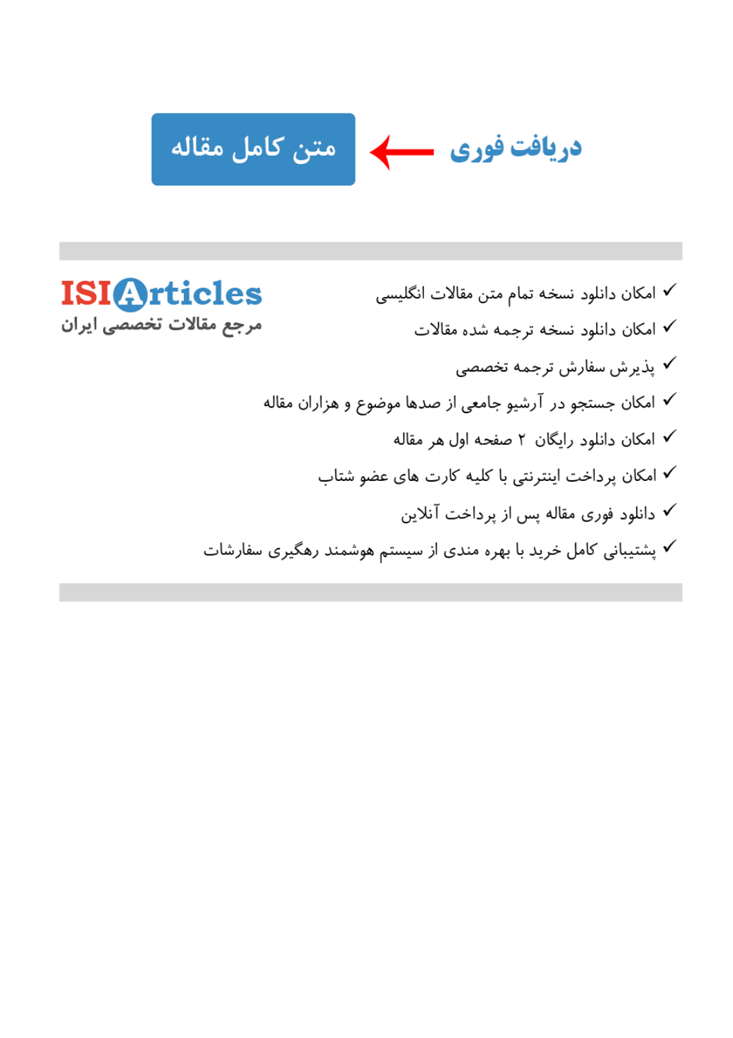دریافت فوری ← **متن کامل مقاله**

**ISIArticles**
مرجع مقالات تخصصی ایران

- ✓ امکان دانلود نسخه تمام متن مقالات انگلیسی
- ✓ امکان دانلود نسخه ترجمه شده مقالات
- ✓ پذیرش سفارش ترجمه تخصصی
- ✓ امکان جستجو در آرشیو جامعی از صدها موضوع و هزاران مقاله
- ✓ امکان دانلود رایگان ۲ صفحه اول هر مقاله
- ✓ امکان پرداخت اینترنتی با کلیه کارت های عضو شتاب
- ✓ دانلود فوری مقاله پس از پرداخت آنلاین
- ✓ پشتیبانی کامل خرید با بهره مندی از سیستم هوشمند رهگیری سفارشات